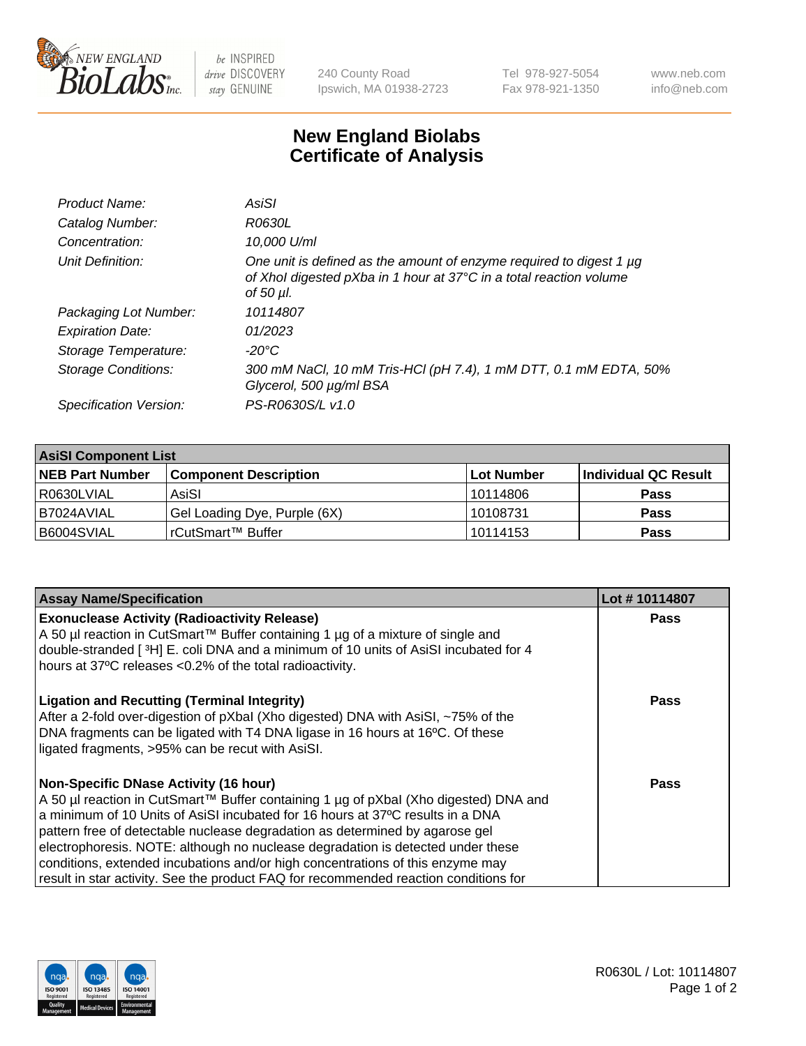# New England Biolabs
# Certificate of Analysis

| | |
|---|---|
| *Product Name:* | *AsiSI* |
| *Catalog Number:* | *R0630L* |
| *Concentration:* | *10,000 U/ml* |
| *Unit Definition:* | *One unit is defined as the amount of enzyme required to digest 1 µg of XhoI digested pXba in 1 hour at 37°C in a total reaction volume of 50 µl.* |
| *Packaging Lot Number:* | *10114807* |
| *Expiration Date:* | *01/2023* |
| *Storage Temperature:* | *-20°C* |
| *Storage Conditions:* | *300 mM NaCl, 10 mM Tris-HCl (pH 7.4), 1 mM DTT, 0.1 mM EDTA, 50% Glycerol, 500 µg/ml BSA* |
| *Specification Version:* | *PS-R0630S/L v1.0* |

| **AsiSI Component List** | | | |
|---|---|---|---|
| **NEB Part Number** | **Component Description** | **Lot Number** | **Individual QC Result** |
| R0630LVIAL | AsiSI | 10114806 | **Pass** |
| B7024AVIAL | Gel Loading Dye, Purple (6X) | 10108731 | **Pass** |
| B6004SVIAL | rCutSmart™ Buffer | 10114153 | **Pass** |

| **Assay Name/Specification** | **Lot # 10114807** |
|---|---|
| **Exonuclease Activity (Radioactivity Release)**<br>A 50 µl reaction in CutSmart™ Buffer containing 1 µg of a mixture of single and double-stranded [ $^{3}$H] E. coli DNA and a minimum of 10 units of AsiSI incubated for 4 hours at 37ºC releases <0.2% of the total radioactivity. | **Pass** |
| **Ligation and Recutting (Terminal Integrity)**<br>After a 2-fold over-digestion of pXbaI (Xho digested) DNA with AsiSI, ~75% of the DNA fragments can be ligated with T4 DNA ligase in 16 hours at 16ºC. Of these ligated fragments, >95% can be recut with AsiSI. | **Pass** |
| **Non-Specific DNase Activity (16 hour)**<br>A 50 µl reaction in CutSmart™ Buffer containing 1 µg of pXbaI (Xho digested) DNA and a minimum of 10 Units of AsiSI incubated for 16 hours at 37ºC results in a DNA pattern free of detectable nuclease degradation as determined by agarose gel electrophoresis. NOTE: although no nuclease degradation is detected under these conditions, extended incubations and/or high concentrations of this enzyme may result in star activity. See the product FAQ for recommended reaction conditions for | **Pass** |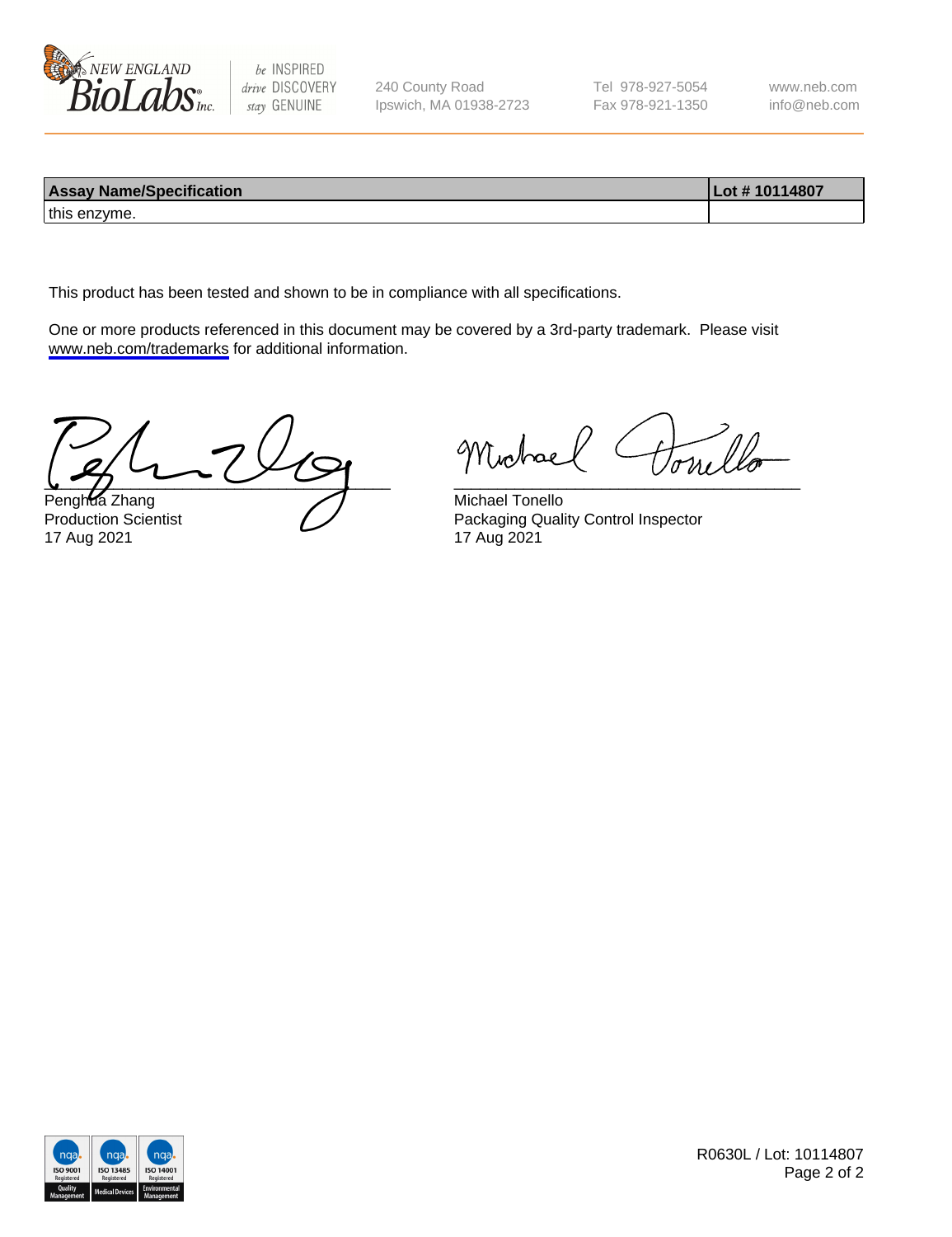| Assay Name/Specification | Lot # 10114807 |
|---|---|
| this enzyme. | |

This product has been tested and shown to be in compliance with all specifications.

One or more products referenced in this document may be covered by a 3rd-party trademark. Please visit www.neb.com/trademarks for additional information.

Penghua Zhang
Production Scientist
17 Aug 2021

Michael Tonello
Packaging Quality Control Inspector
17 Aug 2021

R0630L / Lot: 10114807